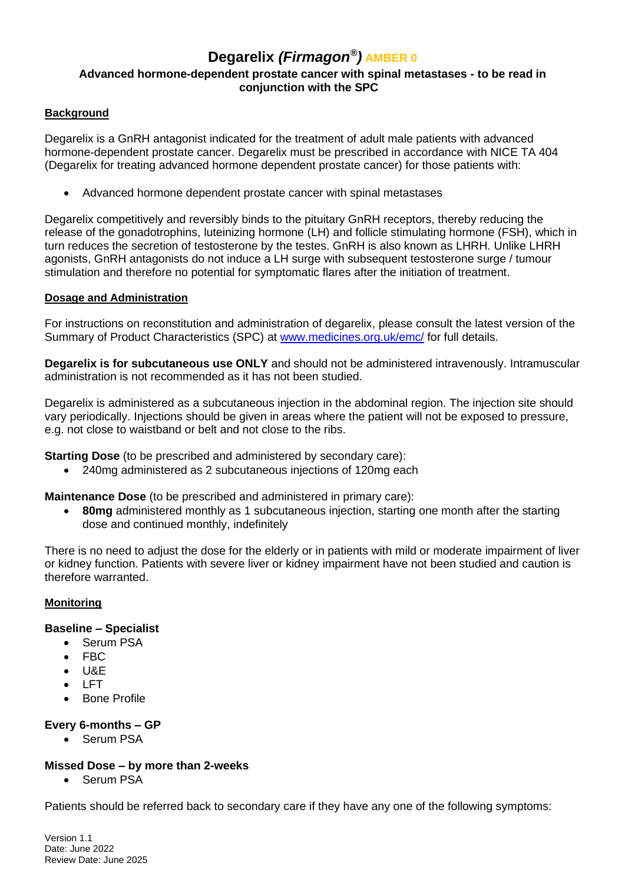# Degarelix *(Firmagon®)* AMBER 0

**Advanced hormone-dependent prostate cancer with spinal metastases - to be read in conjunction with the SPC**

## Background

Degarelix is a GnRH antagonist indicated for the treatment of adult male patients with advanced hormone-dependent prostate cancer. Degarelix must be prescribed in accordance with NICE TA 404 (Degarelix for treating advanced hormone dependent prostate cancer) for those patients with:

- Advanced hormone dependent prostate cancer with spinal metastases

Degarelix competitively and reversibly binds to the pituitary GnRH receptors, thereby reducing the release of the gonadotrophins, luteinizing hormone (LH) and follicle stimulating hormone (FSH), which in turn reduces the secretion of testosterone by the testes. GnRH is also known as LHRH. Unlike LHRH agonists, GnRH antagonists do not induce a LH surge with subsequent testosterone surge / tumour stimulation and therefore no potential for symptomatic flares after the initiation of treatment.

## Dosage and Administration

For instructions on reconstitution and administration of degarelix, please consult the latest version of the Summary of Product Characteristics (SPC) at www.medicines.org.uk/emc/ for full details.

**Degarelix is for subcutaneous use ONLY** and should not be administered intravenously. Intramuscular administration is not recommended as it has not been studied.

Degarelix is administered as a subcutaneous injection in the abdominal region. The injection site should vary periodically. Injections should be given in areas where the patient will not be exposed to pressure, e.g. not close to waistband or belt and not close to the ribs.

**Starting Dose** (to be prescribed and administered by secondary care):

- 240mg administered as 2 subcutaneous injections of 120mg each

**Maintenance Dose** (to be prescribed and administered in primary care):

- **80mg** administered monthly as 1 subcutaneous injection, starting one month after the starting dose and continued monthly, indefinitely

There is no need to adjust the dose for the elderly or in patients with mild or moderate impairment of liver or kidney function. Patients with severe liver or kidney impairment have not been studied and caution is therefore warranted.

## Monitoring

**Baseline – Specialist**

- Serum PSA
- FBC
- U&E
- LFT
- Bone Profile

**Every 6-months – GP**

- Serum PSA

**Missed Dose – by more than 2-weeks**

- Serum PSA

Patients should be referred back to secondary care if they have any one of the following symptoms:

Version 1.1
Date: June 2022
Review Date: June 2025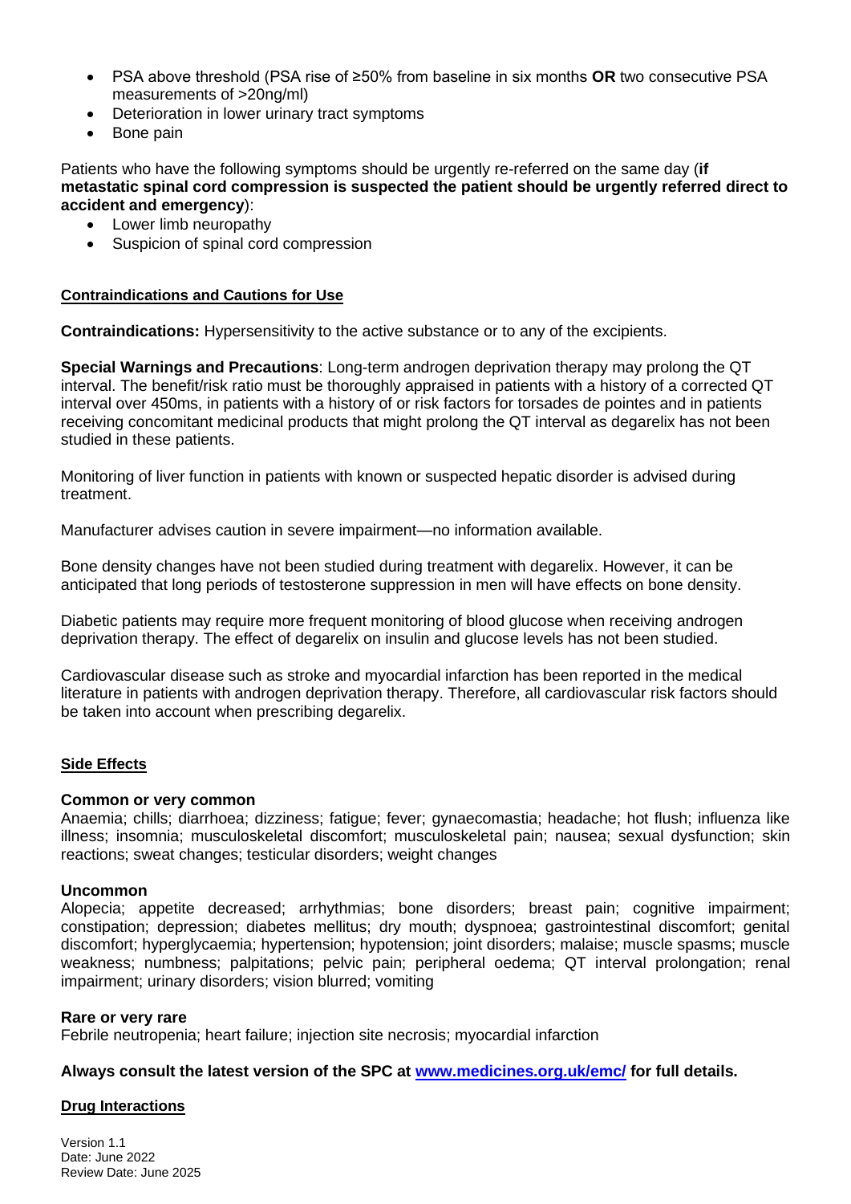- PSA above threshold (PSA rise of ≥50% from baseline in six months **OR** two consecutive PSA measurements of >20ng/ml)
- Deterioration in lower urinary tract symptoms
- Bone pain

Patients who have the following symptoms should be urgently re-referred on the same day (**if metastatic spinal cord compression is suspected the patient should be urgently referred direct to accident and emergency**):

- Lower limb neuropathy
- Suspicion of spinal cord compression

## Contraindications and Cautions for Use

**Contraindications:** Hypersensitivity to the active substance or to any of the excipients.

**Special Warnings and Precautions**: Long-term androgen deprivation therapy may prolong the QT interval. The benefit/risk ratio must be thoroughly appraised in patients with a history of a corrected QT interval over 450ms, in patients with a history of or risk factors for torsades de pointes and in patients receiving concomitant medicinal products that might prolong the QT interval as degarelix has not been studied in these patients.

Monitoring of liver function in patients with known or suspected hepatic disorder is advised during treatment.

Manufacturer advises caution in severe impairment—no information available.

Bone density changes have not been studied during treatment with degarelix. However, it can be anticipated that long periods of testosterone suppression in men will have effects on bone density.

Diabetic patients may require more frequent monitoring of blood glucose when receiving androgen deprivation therapy. The effect of degarelix on insulin and glucose levels has not been studied.

Cardiovascular disease such as stroke and myocardial infarction has been reported in the medical literature in patients with androgen deprivation therapy. Therefore, all cardiovascular risk factors should be taken into account when prescribing degarelix.

## Side Effects

**Common or very common**

Anaemia; chills; diarrhoea; dizziness; fatigue; fever; gynaecomastia; headache; hot flush; influenza like illness; insomnia; musculoskeletal discomfort; musculoskeletal pain; nausea; sexual dysfunction; skin reactions; sweat changes; testicular disorders; weight changes

**Uncommon**

Alopecia; appetite decreased; arrhythmias; bone disorders; breast pain; cognitive impairment; constipation; depression; diabetes mellitus; dry mouth; dyspnoea; gastrointestinal discomfort; genital discomfort; hyperglycaemia; hypertension; hypotension; joint disorders; malaise; muscle spasms; muscle weakness; numbness; palpitations; pelvic pain; peripheral oedema; QT interval prolongation; renal impairment; urinary disorders; vision blurred; vomiting

**Rare or very rare**

Febrile neutropenia; heart failure; injection site necrosis; myocardial infarction

**Always consult the latest version of the SPC at [www.medicines.org.uk/emc/](www.medicines.org.uk/emc/) for full details.**

## Drug Interactions

Version 1.1
Date: June 2022
Review Date: June 2025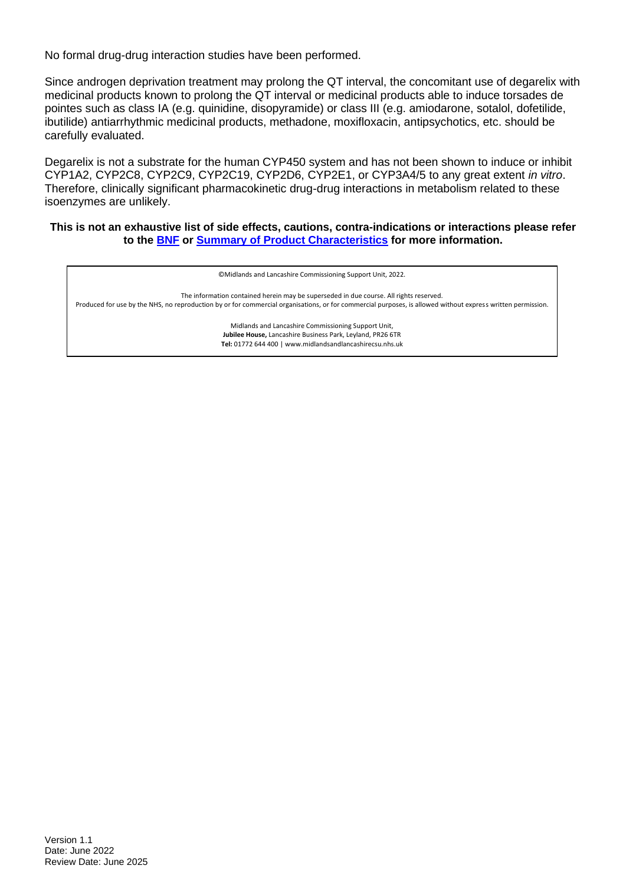No formal drug-drug interaction studies have been performed.

Since androgen deprivation treatment may prolong the QT interval, the concomitant use of degarelix with medicinal products known to prolong the QT interval or medicinal products able to induce torsades de pointes such as class IA (e.g. quinidine, disopyramide) or class III (e.g. amiodarone, sotalol, dofetilide, ibutilide) antiarrhythmic medicinal products, methadone, moxifloxacin, antipsychotics, etc. should be carefully evaluated.

Degarelix is not a substrate for the human CYP450 system and has not been shown to induce or inhibit CYP1A2, CYP2C8, CYP2C9, CYP2C19, CYP2D6, CYP2E1, or CYP3A4/5 to any great extent *in vitro*. Therefore, clinically significant pharmacokinetic drug-drug interactions in metabolism related to these isoenzymes are unlikely.

**This is not an exhaustive list of side effects, cautions, contra-indications or interactions please refer to the [BNF] or [Summary of Product Characteristics] for more information.**

©Midlands and Lancashire Commissioning Support Unit, 2022.

The information contained herein may be superseded in due course. All rights reserved.
Produced for use by the NHS, no reproduction by or for commercial organisations, or for commercial purposes, is allowed without express written permission.

Midlands and Lancashire Commissioning Support Unit,
**Jubilee House,** Lancashire Business Park, Leyland, PR26 6TR
**Tel:** 01772 644 400 | www.midlandsandlancashirecsu.nhs.uk

Version 1.1
Date: June 2022
Review Date: June 2025